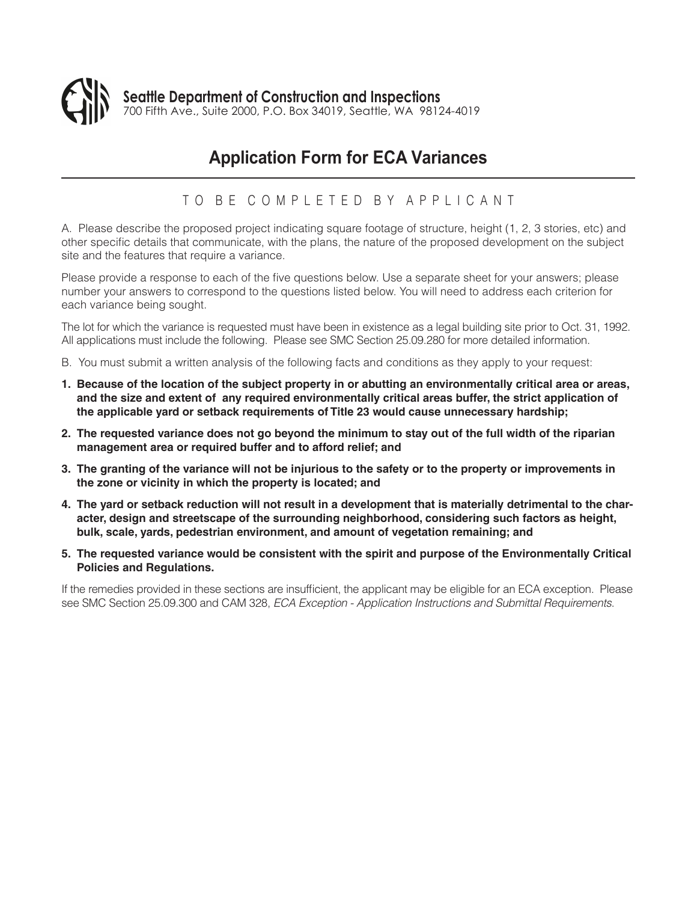**Seattle Department of Construction and Inspections**
700 Fifth Ave., Suite 2000, P.O. Box 34019, Seattle, WA 98124-4019

# Application Form for ECA Variances

## TO BE COMPLETED BY APPLICANT

A. Please describe the proposed project indicating square footage of structure, height (1, 2, 3 stories, etc) and other specific details that communicate, with the plans, the nature of the proposed development on the subject site and the features that require a variance.

Please provide a response to each of the five questions below. Use a separate sheet for your answers; please number your answers to correspond to the questions listed below. You will need to address each criterion for each variance being sought.

The lot for which the variance is requested must have been in existence as a legal building site prior to Oct. 31, 1992. All applications must include the following. Please see SMC Section 25.09.280 for more detailed information.

B. You must submit a written analysis of the following facts and conditions as they apply to your request:

1. **Because of the location of the subject property in or abutting an environmentally critical area or areas, and the size and extent of any required environmentally critical areas buffer, the strict application of the applicable yard or setback requirements of Title 23 would cause unnecessary hardship;**
2. **The requested variance does not go beyond the minimum to stay out of the full width of the riparian management area or required buffer and to afford relief; and**
3. **The granting of the variance will not be injurious to the safety or to the property or improvements in the zone or vicinity in which the property is located; and**
4. **The yard or setback reduction will not result in a development that is materially detrimental to the character, design and streetscape of the surrounding neighborhood, considering such factors as height, bulk, scale, yards, pedestrian environment, and amount of vegetation remaining; and**
5. **The requested variance would be consistent with the spirit and purpose of the Environmentally Critical Policies and Regulations.**

If the remedies provided in these sections are insufficient, the applicant may be eligible for an ECA exception. Please see SMC Section 25.09.300 and CAM 328, *ECA Exception - Application Instructions and Submittal Requirements*.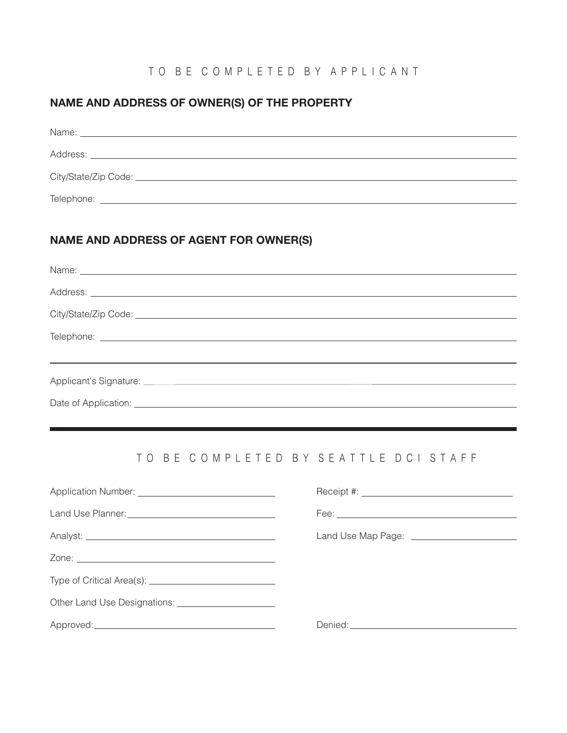TO BE COMPLETED BY APPLICANT

## NAME AND ADDRESS OF OWNER(S) OF THE PROPERTY

Name: \_\_\_\_\_\_\_\_\_\_\_\_\_\_\_\_\_\_\_\_\_\_\_\_\_\_\_\_\_\_

Address: \_\_\_\_\_\_\_\_\_\_\_\_\_\_\_\_\_\_\_\_\_\_\_\_\_\_\_\_\_\_

City/State/Zip Code: \_\_\_\_\_\_\_\_\_\_\_\_\_\_\_\_\_\_\_\_\_\_\_\_\_\_\_\_\_\_

Telephone: \_\_\_\_\_\_\_\_\_\_\_\_\_\_\_\_\_\_\_\_\_\_\_\_\_\_\_\_\_\_

## NAME AND ADDRESS OF AGENT FOR OWNER(S)

Name: \_\_\_\_\_\_\_\_\_\_\_\_\_\_\_\_\_\_\_\_\_\_\_\_\_\_\_\_\_\_

Address: \_\_\_\_\_\_\_\_\_\_\_\_\_\_\_\_\_\_\_\_\_\_\_\_\_\_\_\_\_\_

City/State/Zip Code: \_\_\_\_\_\_\_\_\_\_\_\_\_\_\_\_\_\_\_\_\_\_\_\_\_\_\_\_\_\_

Telephone: \_\_\_\_\_\_\_\_\_\_\_\_\_\_\_\_\_\_\_\_\_\_\_\_\_\_\_\_\_\_

---

Applicant's Signature: \_\_\_\_\_\_\_\_\_\_\_\_\_\_\_\_\_\_\_\_\_\_\_\_\_\_\_\_\_\_

Date of Application: \_\_\_\_\_\_\_\_\_\_\_\_\_\_\_\_\_\_\_\_\_\_\_\_\_\_\_\_\_\_

---

TO BE COMPLETED BY SEATTLE DCI STAFF

Application Number: \_\_\_\_\_\_\_\_\_\_\_\_\_\_\_\_\_\_\_\_

Land Use Planner: \_\_\_\_\_\_\_\_\_\_\_\_\_\_\_\_\_\_\_\_

Analyst: \_\_\_\_\_\_\_\_\_\_\_\_\_\_\_\_\_\_\_\_

Zone: \_\_\_\_\_\_\_\_\_\_\_\_\_\_\_\_\_\_\_\_

Type of Critical Area(s): \_\_\_\_\_\_\_\_\_\_\_\_\_\_\_\_\_\_\_\_

Other Land Use Designations: \_\_\_\_\_\_\_\_\_\_\_\_\_\_\_\_\_\_\_\_

Receipt #: \_\_\_\_\_\_\_\_\_\_\_\_\_\_\_\_\_\_\_\_

Fee: \_\_\_\_\_\_\_\_\_\_\_\_\_\_\_\_\_\_\_\_

Land Use Map Page: \_\_\_\_\_\_\_\_\_\_\_\_\_\_\_\_\_\_\_\_

Approved: \_\_\_\_\_\_\_\_\_\_\_\_\_\_\_\_\_\_\_\_

Denied: \_\_\_\_\_\_\_\_\_\_\_\_\_\_\_\_\_\_\_\_